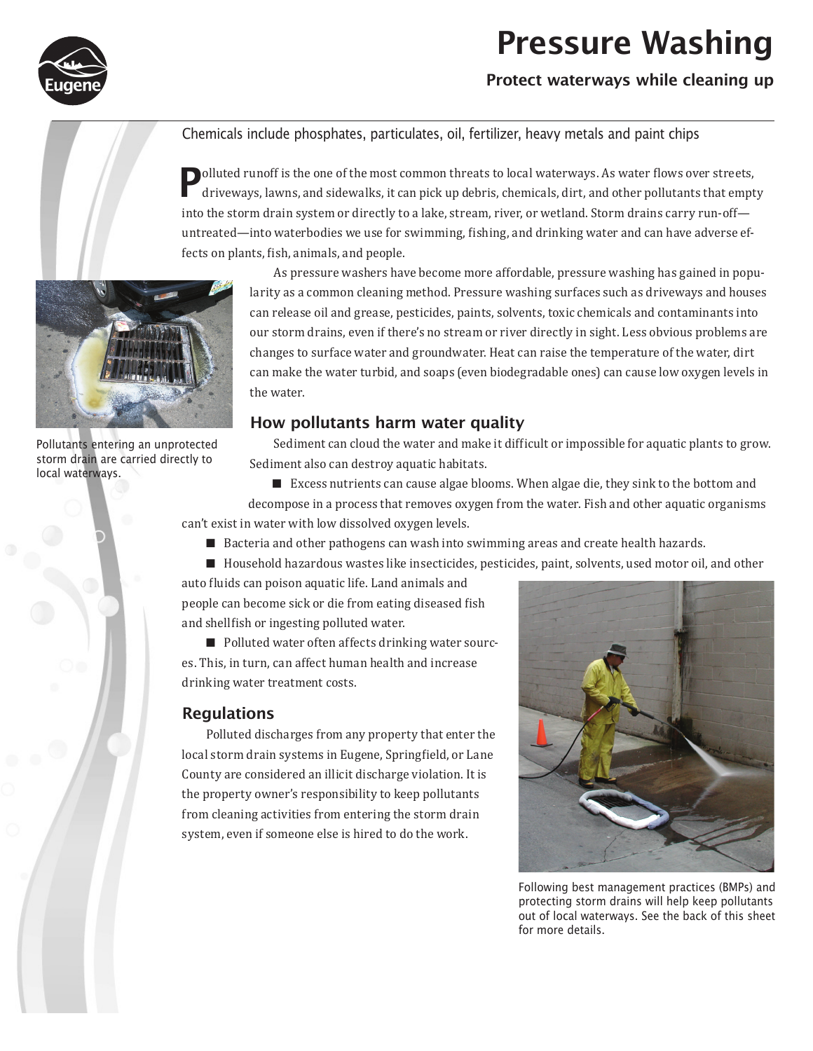# Pressure Washing

## Protect waterways while cleaning up

Chemicals include phosphates, particulates, oil, fertilizer, heavy metals and paint chips

Polluted runoff is the one of the most common threats to local waterways. As water flows over streets, driveways, lawns, and sidewalks, it can pick up debris, chemicals, dirt, and other pollutants that empty into the storm drain system or directly to a lake, stream, river, or wetland. Storm drains carry run-off—untreated—into waterbodies we use for swimming, fishing, and drinking water and can have adverse effects on plants, fish, animals, and people.

As pressure washers have become more affordable, pressure washing has gained in popularity as a common cleaning method. Pressure washing surfaces such as driveways and houses can release oil and grease, pesticides, paints, solvents, toxic chemicals and contaminants into our storm drains, even if there's no stream or river directly in sight. Less obvious problems are changes to surface water and groundwater. Heat can raise the temperature of the water, dirt can make the water turbid, and soaps (even biodegradable ones) can cause low oxygen levels in the water.

Pollutants entering an unprotected storm drain are carried directly to local waterways.

### How pollutants harm water quality

Sediment can cloud the water and make it difficult or impossible for aquatic plants to grow. Sediment also can destroy aquatic habitats.

- Excess nutrients can cause algae blooms. When algae die, they sink to the bottom and decompose in a process that removes oxygen from the water. Fish and other aquatic organisms can't exist in water with low dissolved oxygen levels.
- Bacteria and other pathogens can wash into swimming areas and create health hazards.
- Household hazardous wastes like insecticides, pesticides, paint, solvents, used motor oil, and other auto fluids can poison aquatic life. Land animals and people can become sick or die from eating diseased fish and shellfish or ingesting polluted water.
- Polluted water often affects drinking water sources. This, in turn, can affect human health and increase drinking water treatment costs.

### Regulations

Polluted discharges from any property that enter the local storm drain systems in Eugene, Springfield, or Lane County are considered an illicit discharge violation. It is the property owner's responsibility to keep pollutants from cleaning activities from entering the storm drain system, even if someone else is hired to do the work.

Following best management practices (BMPs) and protecting storm drains will help keep pollutants out of local waterways. See the back of this sheet for more details.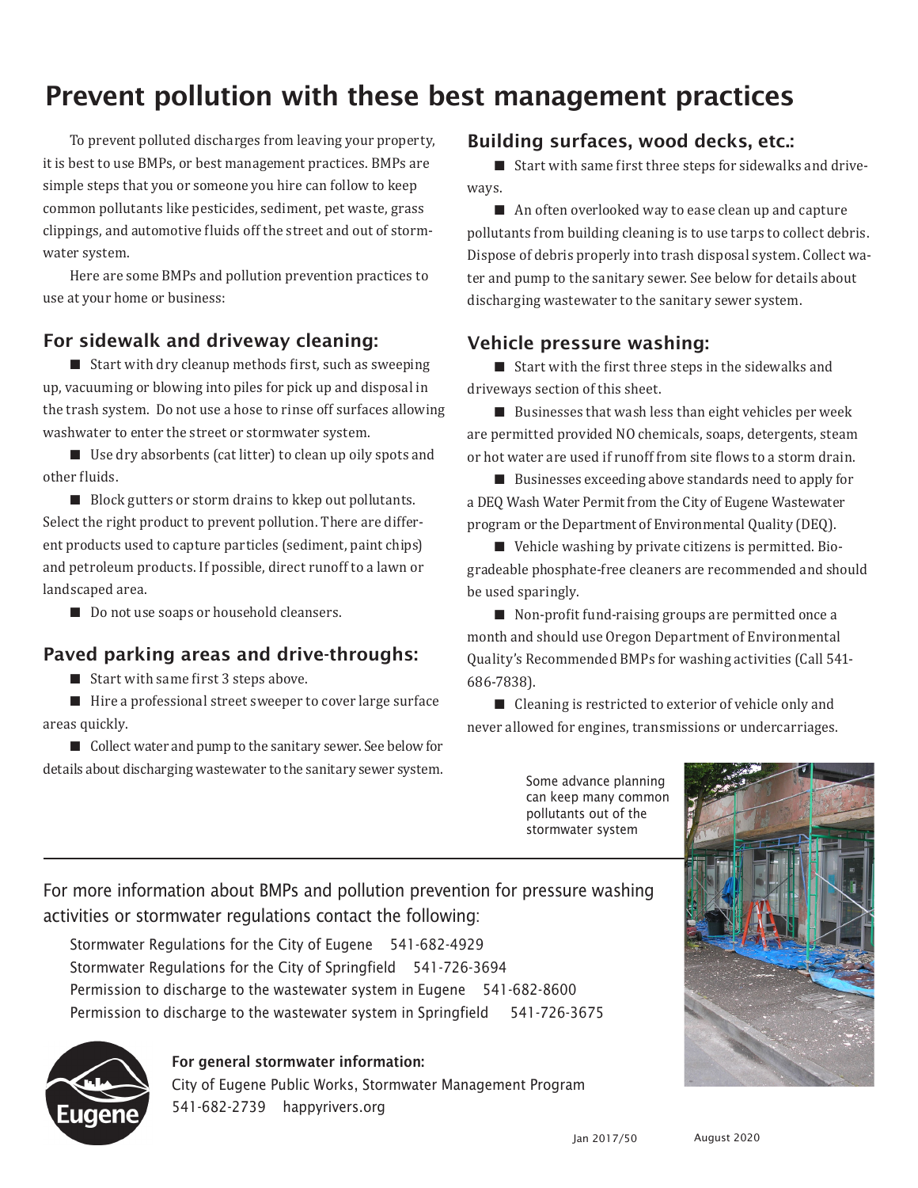# Prevent pollution with these best management practices

To prevent polluted discharges from leaving your property, it is best to use BMPs, or best management practices. BMPs are simple steps that you or someone you hire can follow to keep common pollutants like pesticides, sediment, pet waste, grass clippings, and automotive fluids off the street and out of stormwater system.

Here are some BMPs and pollution prevention practices to use at your home or business:

## For sidewalk and driveway cleaning:

- Start with dry cleanup methods first, such as sweeping up, vacuuming or blowing into piles for pick up and disposal in the trash system. Do not use a hose to rinse off surfaces allowing washwater to enter the street or stormwater system.
- Use dry absorbents (cat litter) to clean up oily spots and other fluids.
- Block gutters or storm drains to kkep out pollutants. Select the right product to prevent pollution. There are different products used to capture particles (sediment, paint chips) and petroleum products. If possible, direct runoff to a lawn or landscaped area.
- Do not use soaps or household cleansers.

## Paved parking areas and drive-throughs:

- Start with same first 3 steps above.
- Hire a professional street sweeper to cover large surface areas quickly.
- Collect water and pump to the sanitary sewer. See below for details about discharging wastewater to the sanitary sewer system.

## Building surfaces, wood decks, etc.:

- Start with same first three steps for sidewalks and driveways.
- An often overlooked way to ease clean up and capture pollutants from building cleaning is to use tarps to collect debris. Dispose of debris properly into trash disposal system. Collect water and pump to the sanitary sewer. See below for details about discharging wastewater to the sanitary sewer system.

## Vehicle pressure washing:

- Start with the first three steps in the sidewalks and driveways section of this sheet.
- Businesses that wash less than eight vehicles per week are permitted provided NO chemicals, soaps, detergents, steam or hot water are used if runoff from site flows to a storm drain.
- Businesses exceeding above standards need to apply for a DEQ Wash Water Permit from the City of Eugene Wastewater program or the Department of Environmental Quality (DEQ).
- Vehicle washing by private citizens is permitted. Biogradeable phosphate-free cleaners are recommended and should be used sparingly.
- Non-profit fund-raising groups are permitted once a month and should use Oregon Department of Environmental Quality's Recommended BMPs for washing activities (Call 541-686-7838).
- Cleaning is restricted to exterior of vehicle only and never allowed for engines, transmissions or undercarriages.

Some advance planning can keep many common pollutants out of the stormwater system

---

For more information about BMPs and pollution prevention for pressure washing activities or stormwater regulations contact the following:

Stormwater Regulations for the City of Eugene 541-682-4929
Stormwater Regulations for the City of Springfield 541-726-3694
Permission to discharge to the wastewater system in Eugene 541-682-8600
Permission to discharge to the wastewater system in Springfield 541-726-3675

**For general stormwater information:**
City of Eugene Public Works, Stormwater Management Program
541-682-2739 happyrivers.org

Jan 2017/50 August 2020